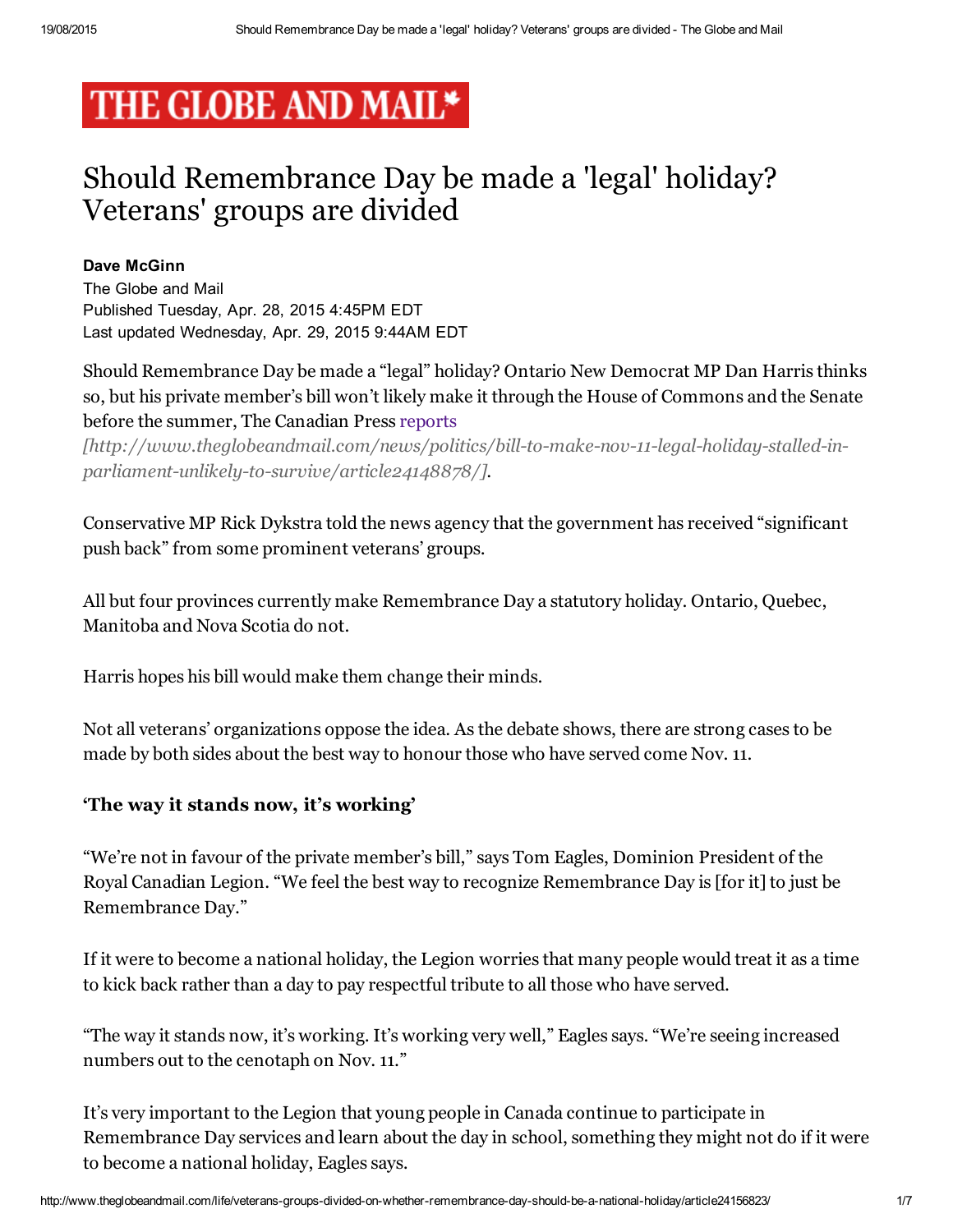# THE GLOBE AND MAIL*

# Should Remembrance Day be made a 'legal' holiday? Veterans' groups are divided

**Dave McGinn**
The Globe and Mail
Published Tuesday, Apr. 28, 2015 4:45PM EDT
Last updated Wednesday, Apr. 29, 2015 9:44AM EDT

Should Remembrance Day be made a "legal" holiday? Ontario New Democrat MP Dan Harris thinks so, but his private member's bill won't likely make it through the House of Commons and the Senate before the summer, The Canadian Press reports *[http://www.theglobeandmail.com/news/politics/bill-to-make-nov-11-legal-holiday-stalled-in-parliament-unlikely-to-survive/article24148878/]*.

Conservative MP Rick Dykstra told the news agency that the government has received "significant push back" from some prominent veterans' groups.

All but four provinces currently make Remembrance Day a statutory holiday. Ontario, Quebec, Manitoba and Nova Scotia do not.

Harris hopes his bill would make them change their minds.

Not all veterans' organizations oppose the idea. As the debate shows, there are strong cases to be made by both sides about the best way to honour those who have served come Nov. 11.

### 'The way it stands now, it's working'

"We're not in favour of the private member's bill," says Tom Eagles, Dominion President of the Royal Canadian Legion. "We feel the best way to recognize Remembrance Day is [for it] to just be Remembrance Day."

If it were to become a national holiday, the Legion worries that many people would treat it as a time to kick back rather than a day to pay respectful tribute to all those who have served.

"The way it stands now, it's working. It's working very well," Eagles says. "We're seeing increased numbers out to the cenotaph on Nov. 11."

It's very important to the Legion that young people in Canada continue to participate in Remembrance Day services and learn about the day in school, something they might not do if it were to become a national holiday, Eagles says.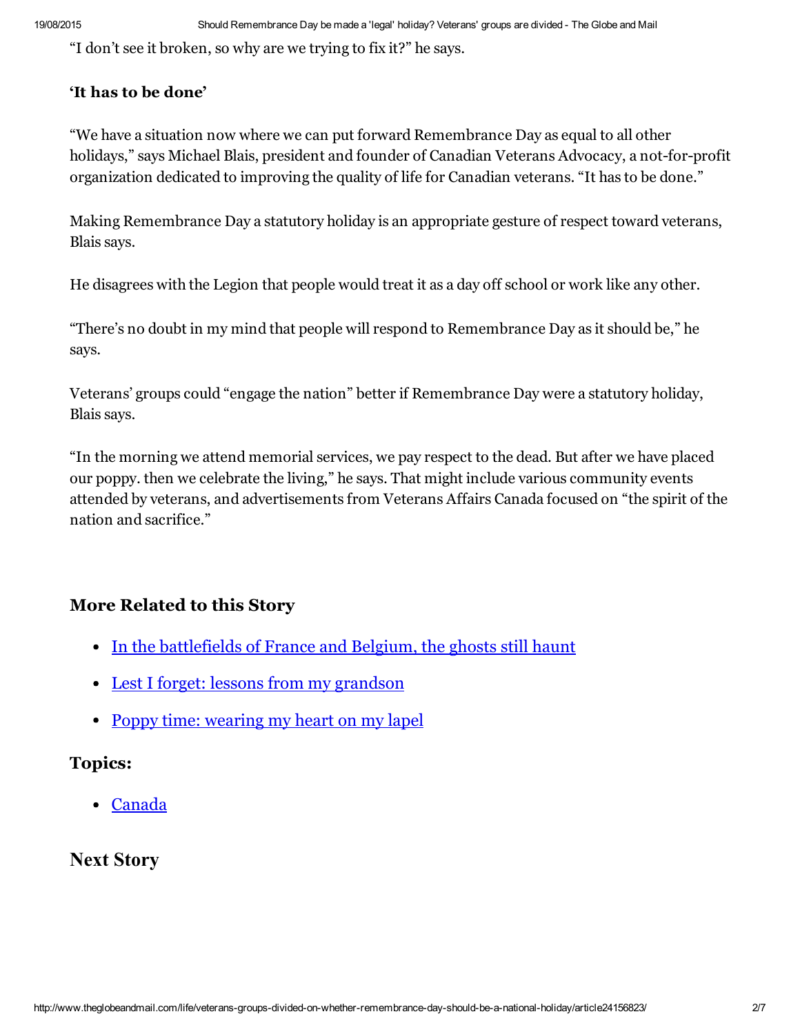“I don’t see it broken, so why are we trying to fix it?” he says.

**‘It has to be done’**

“We have a situation now where we can put forward Remembrance Day as equal to all other holidays,” says Michael Blais, president and founder of Canadian Veterans Advocacy, a not-for-profit organization dedicated to improving the quality of life for Canadian veterans. “It has to be done.”

Making Remembrance Day a statutory holiday is an appropriate gesture of respect toward veterans, Blais says.

He disagrees with the Legion that people would treat it as a day off school or work like any other.

“There’s no doubt in my mind that people will respond to Remembrance Day as it should be,” he says.

Veterans’ groups could “engage the nation” better if Remembrance Day were a statutory holiday, Blais says.

“In the morning we attend memorial services, we pay respect to the dead. But after we have placed our poppy. then we celebrate the living,” he says. That might include various community events attended by veterans, and advertisements from Veterans Affairs Canada focused on “the spirit of the nation and sacrifice.”

## More Related to this Story

- In the battlefields of France and Belgium, the ghosts still haunt
- Lest I forget: lessons from my grandson
- Poppy time: wearing my heart on my lapel

## Topics:

- Canada

## Next Story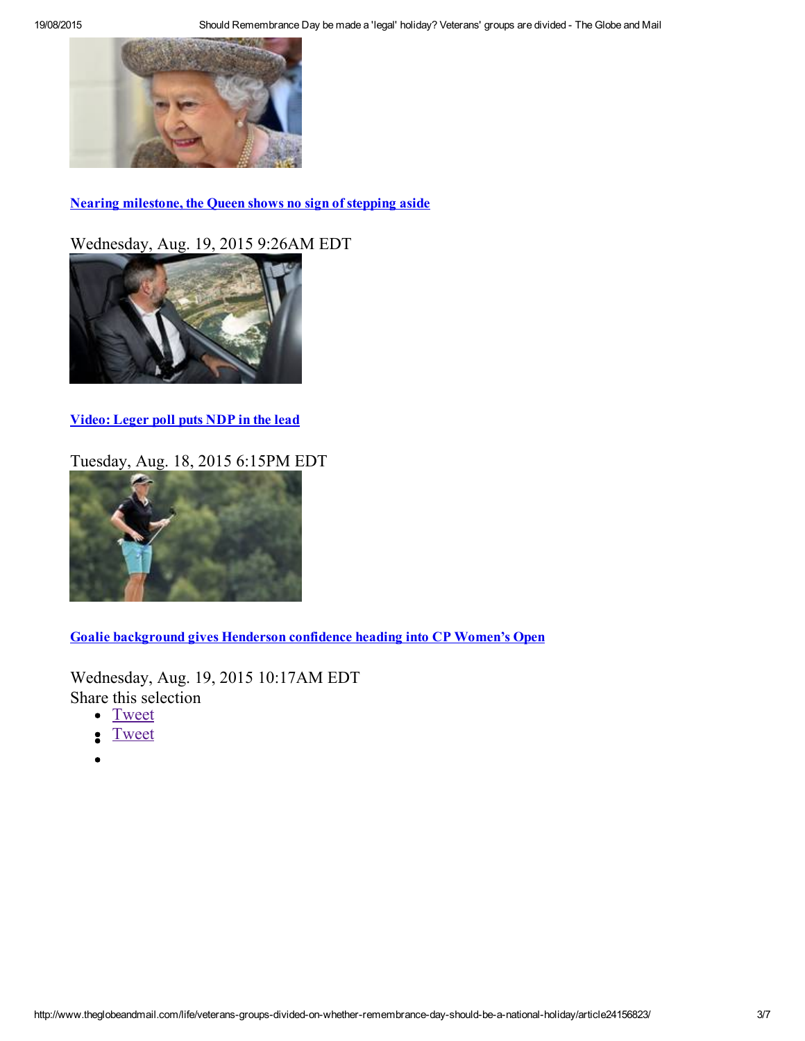[Nearing milestone, the Queen shows no sign of stepping aside]()

Wednesday, Aug. 19, 2015 9:26AM EDT

[Video: Leger poll puts NDP in the lead]()

Tuesday, Aug. 18, 2015 6:15PM EDT

[Goalie background gives Henderson confidence heading into CP Women's Open]()

Wednesday, Aug. 19, 2015 10:17AM EDT

Share this selection

- Tweet
- Tweet
-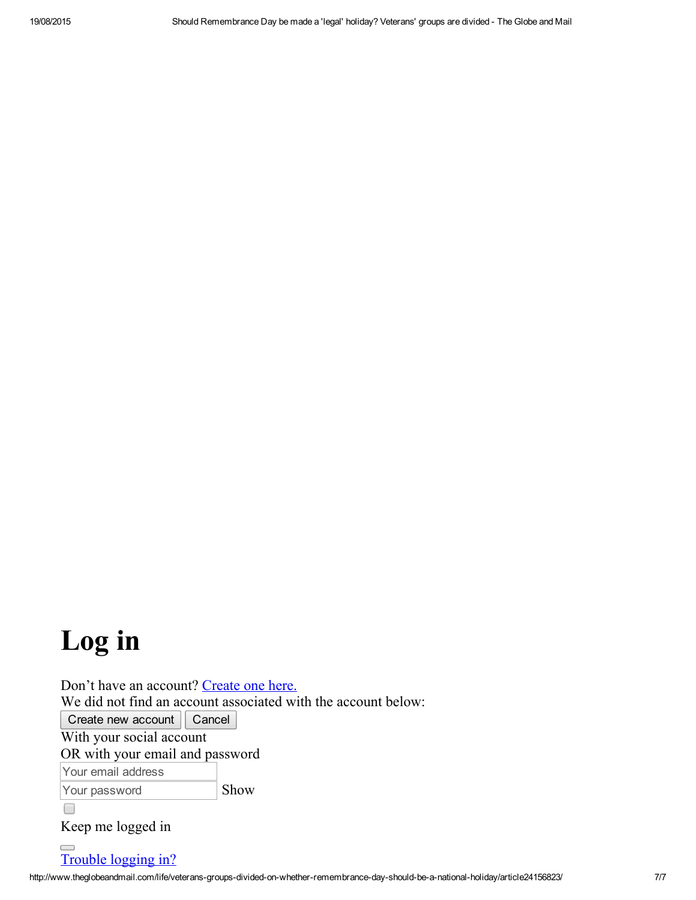# Log in

Don't have an account? [Create one here.]

We did not find an account associated with the account below:

Create new account | Cancel

With your social account

OR with your email and password

Your email address

Your password | Show

Keep me logged in

[Trouble logging in?]